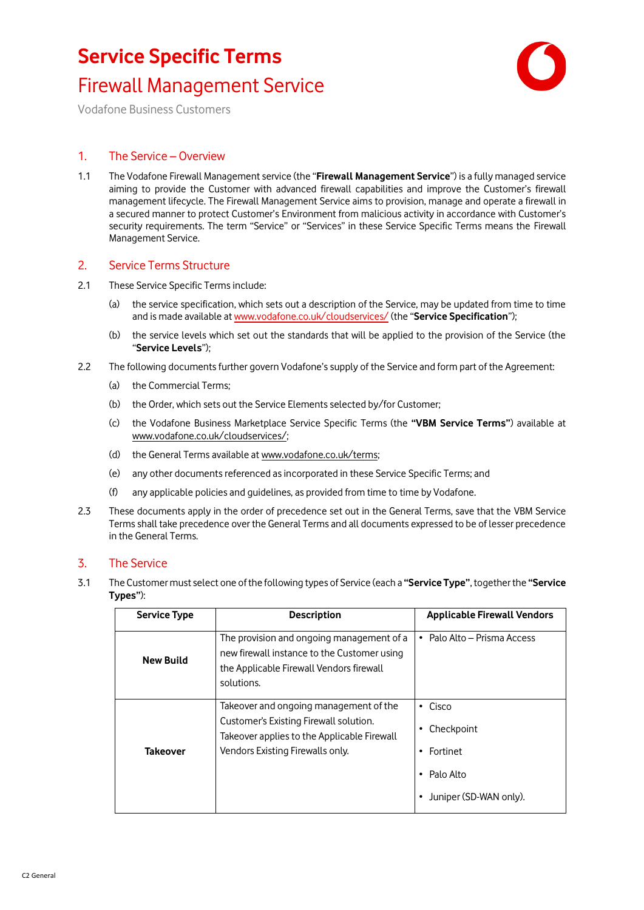# Service Specific Terms

## Firewall Management Service

Vodafone Business Customers

## 1. The Service – Overview

1.1 The Vodafone Firewall Management service (the "**Firewall Management Service**") is a fully managed service aiming to provide the Customer with advanced firewall capabilities and improve the Customer's firewall management lifecycle. The Firewall Management Service aims to provision, manage and operate a firewall in a secured manner to protect Customer's Environment from malicious activity in accordance with Customer's security requirements. The term "Service" or "Services" in these Service Specific Terms means the Firewall Management Service.

## 2. Service Terms Structure

2.1 These Service Specific Terms include:

(a) the service specification, which sets out a description of the Service, may be updated from time to time and is made available at www.vodafone.co.uk/cloudservices/ (the "**Service Specification**");

(b) the service levels which set out the standards that will be applied to the provision of the Service (the "**Service Levels**");

2.2 The following documents further govern Vodafone's supply of the Service and form part of the Agreement:

(a) the Commercial Terms;

(b) the Order, which sets out the Service Elements selected by/for Customer;

(c) the Vodafone Business Marketplace Service Specific Terms (the **"VBM Service Terms"**) available at www.vodafone.co.uk/cloudservices/;

(d) the General Terms available at www.vodafone.co.uk/terms;

(e) any other documents referenced as incorporated in these Service Specific Terms; and

(f) any applicable policies and guidelines, as provided from time to time by Vodafone.

2.3 These documents apply in the order of precedence set out in the General Terms, save that the VBM Service Terms shall take precedence over the General Terms and all documents expressed to be of lesser precedence in the General Terms.

## 3. The Service

3.1 The Customer must select one of the following types of Service (each a **"Service Type"**, together the **"Service Types"**):

| Service Type | Description | Applicable Firewall Vendors |
|---|---|---|
| **New Build** | The provision and ongoing management of a new firewall instance to the Customer using the Applicable Firewall Vendors firewall solutions. | • Palo Alto – Prisma Access |
| **Takeover** | Takeover and ongoing management of the Customer's Existing Firewall solution. Takeover applies to the Applicable Firewall Vendors Existing Firewalls only. | • Cisco<br>• Checkpoint<br>• Fortinet<br>• Palo Alto<br>• Juniper (SD-WAN only). |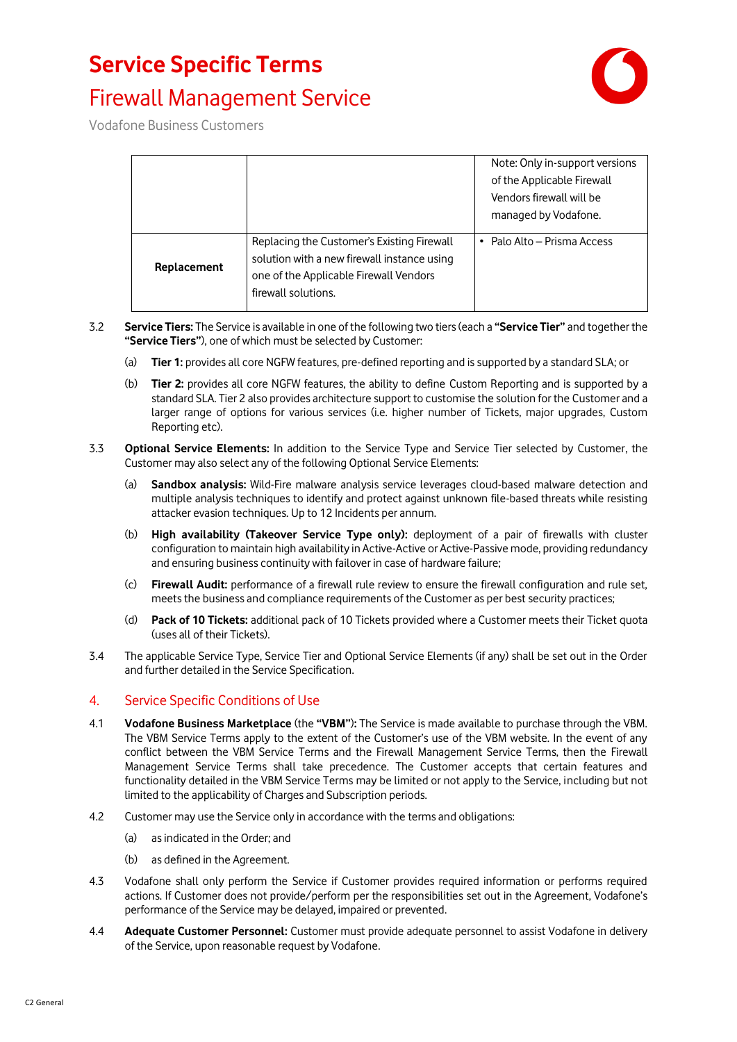|  |  | Note: Only in-support versions of the Applicable Firewall Vendors firewall will be managed by Vodafone. |
|---|---|---|
| **Replacement** | Replacing the Customer's Existing Firewall solution with a new firewall instance using one of the Applicable Firewall Vendors firewall solutions. | • Palo Alto – Prisma Access |

3.2 **Service Tiers:** The Service is available in one of the following two tiers (each a **"Service Tier"** and together the **"Service Tiers"**), one of which must be selected by Customer:

(a) **Tier 1:** provides all core NGFW features, pre-defined reporting and is supported by a standard SLA; or

(b) **Tier 2:** provides all core NGFW features, the ability to define Custom Reporting and is supported by a standard SLA. Tier 2 also provides architecture support to customise the solution for the Customer and a larger range of options for various services (i.e. higher number of Tickets, major upgrades, Custom Reporting etc).

3.3 **Optional Service Elements:** In addition to the Service Type and Service Tier selected by Customer, the Customer may also select any of the following Optional Service Elements:

(a) **Sandbox analysis:** Wild-Fire malware analysis service leverages cloud-based malware detection and multiple analysis techniques to identify and protect against unknown file-based threats while resisting attacker evasion techniques. Up to 12 Incidents per annum.

(b) **High availability (Takeover Service Type only):** deployment of a pair of firewalls with cluster configuration to maintain high availability in Active-Active or Active-Passive mode, providing redundancy and ensuring business continuity with failover in case of hardware failure;

(c) **Firewall Audit:** performance of a firewall rule review to ensure the firewall configuration and rule set, meets the business and compliance requirements of the Customer as per best security practices;

(d) **Pack of 10 Tickets:** additional pack of 10 Tickets provided where a Customer meets their Ticket quota (uses all of their Tickets).

3.4 The applicable Service Type, Service Tier and Optional Service Elements (if any) shall be set out in the Order and further detailed in the Service Specification.

## 4. Service Specific Conditions of Use

4.1 **Vodafone Business Marketplace** (the **"VBM"**)**:** The Service is made available to purchase through the VBM. The VBM Service Terms apply to the extent of the Customer's use of the VBM website. In the event of any conflict between the VBM Service Terms and the Firewall Management Service Terms, then the Firewall Management Service Terms shall take precedence. The Customer accepts that certain features and functionality detailed in the VBM Service Terms may be limited or not apply to the Service, including but not limited to the applicability of Charges and Subscription periods.

4.2 Customer may use the Service only in accordance with the terms and obligations:

(a) as indicated in the Order; and

(b) as defined in the Agreement.

4.3 Vodafone shall only perform the Service if Customer provides required information or performs required actions. If Customer does not provide/perform per the responsibilities set out in the Agreement, Vodafone's performance of the Service may be delayed, impaired or prevented.

4.4 **Adequate Customer Personnel:** Customer must provide adequate personnel to assist Vodafone in delivery of the Service, upon reasonable request by Vodafone.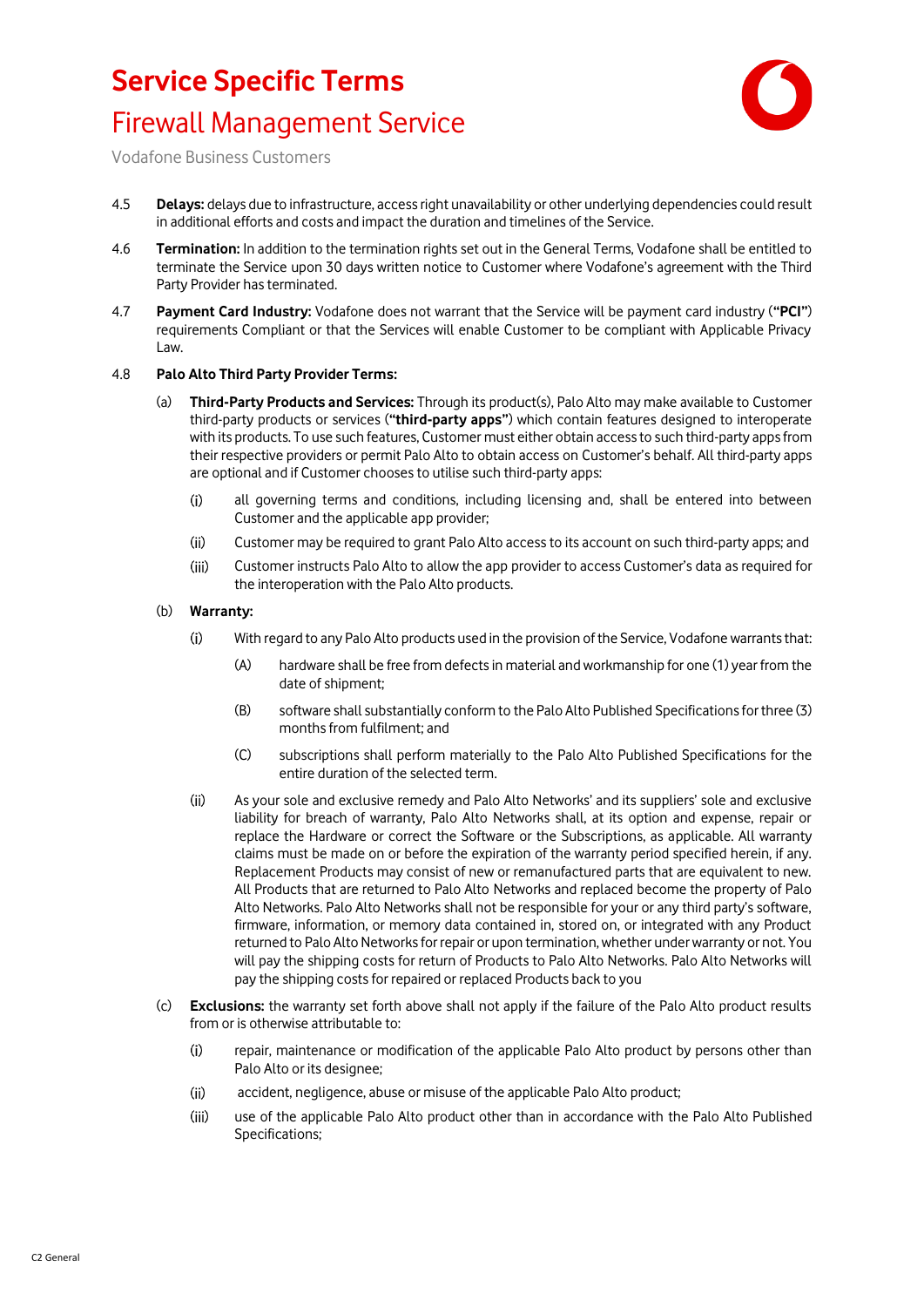4.5 **Delays:** delays due to infrastructure, access right unavailability or other underlying dependencies could result in additional efforts and costs and impact the duration and timelines of the Service.

4.6 **Termination:** In addition to the termination rights set out in the General Terms, Vodafone shall be entitled to terminate the Service upon 30 days written notice to Customer where Vodafone's agreement with the Third Party Provider has terminated.

4.7 **Payment Card Industry:** Vodafone does not warrant that the Service will be payment card industry (**"PCI"**) requirements Compliant or that the Services will enable Customer to be compliant with Applicable Privacy Law.

4.8 **Palo Alto Third Party Provider Terms:**

(a) **Third-Party Products and Services:** Through its product(s), Palo Alto may make available to Customer third-party products or services (**"third-party apps"**) which contain features designed to interoperate with its products. To use such features, Customer must either obtain access to such third-party apps from their respective providers or permit Palo Alto to obtain access on Customer's behalf. All third-party apps are optional and if Customer chooses to utilise such third-party apps:

(i) all governing terms and conditions, including licensing and, shall be entered into between Customer and the applicable app provider;

(ii) Customer may be required to grant Palo Alto access to its account on such third-party apps; and

(iii) Customer instructs Palo Alto to allow the app provider to access Customer's data as required for the interoperation with the Palo Alto products.

(b) **Warranty:**

(i) With regard to any Palo Alto products used in the provision of the Service, Vodafone warrants that:

(A) hardware shall be free from defects in material and workmanship for one (1) year from the date of shipment;

(B) software shall substantially conform to the Palo Alto Published Specifications for three (3) months from fulfilment; and

(C) subscriptions shall perform materially to the Palo Alto Published Specifications for the entire duration of the selected term.

(ii) As your sole and exclusive remedy and Palo Alto Networks' and its suppliers' sole and exclusive liability for breach of warranty, Palo Alto Networks shall, at its option and expense, repair or replace the Hardware or correct the Software or the Subscriptions, as applicable. All warranty claims must be made on or before the expiration of the warranty period specified herein, if any. Replacement Products may consist of new or remanufactured parts that are equivalent to new. All Products that are returned to Palo Alto Networks and replaced become the property of Palo Alto Networks. Palo Alto Networks shall not be responsible for your or any third party's software, firmware, information, or memory data contained in, stored on, or integrated with any Product returned to Palo Alto Networks for repair or upon termination, whether under warranty or not. You will pay the shipping costs for return of Products to Palo Alto Networks. Palo Alto Networks will pay the shipping costs for repaired or replaced Products back to you

(c) **Exclusions:** the warranty set forth above shall not apply if the failure of the Palo Alto product results from or is otherwise attributable to:

(i) repair, maintenance or modification of the applicable Palo Alto product by persons other than Palo Alto or its designee;

(ii) accident, negligence, abuse or misuse of the applicable Palo Alto product;

(iii) use of the applicable Palo Alto product other than in accordance with the Palo Alto Published Specifications;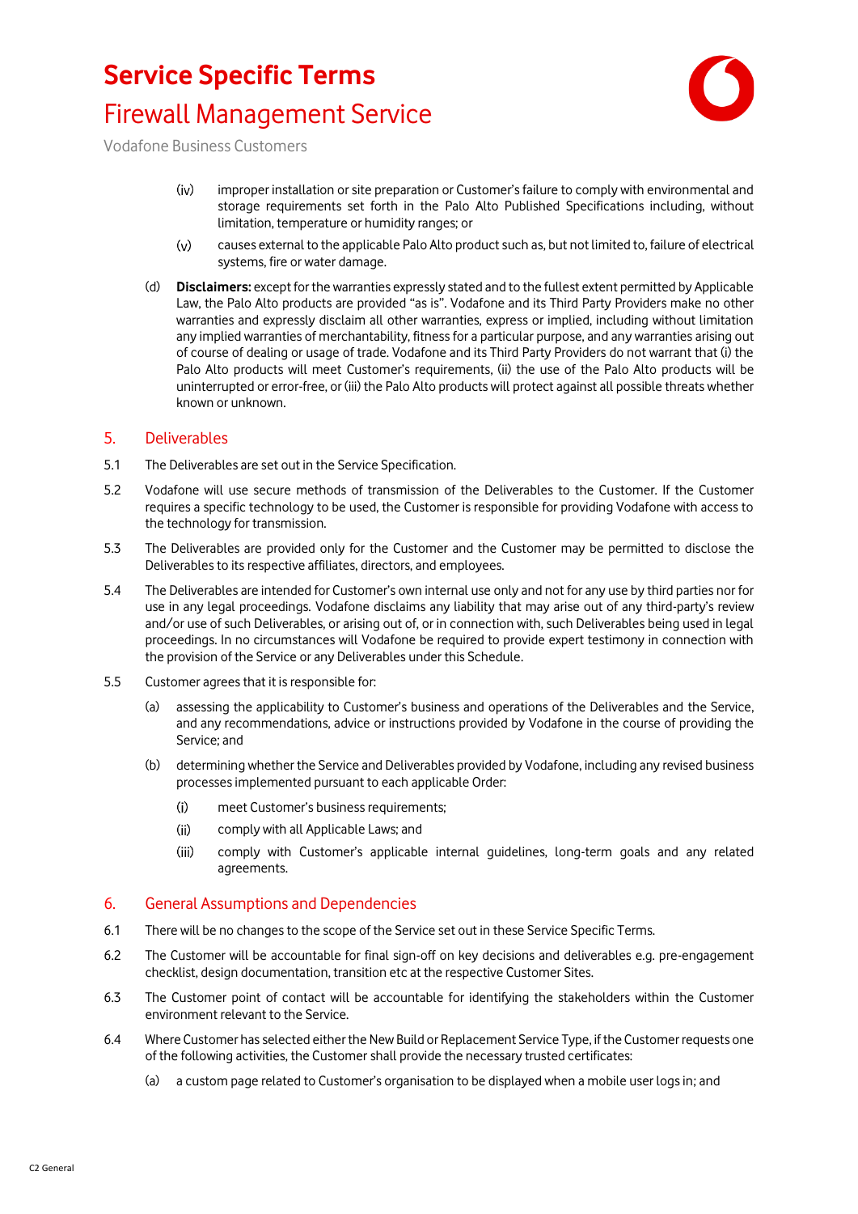(iv) improper installation or site preparation or Customer's failure to comply with environmental and storage requirements set forth in the Palo Alto Published Specifications including, without limitation, temperature or humidity ranges; or

(v) causes external to the applicable Palo Alto product such as, but not limited to, failure of electrical systems, fire or water damage.

(d) **Disclaimers:** except for the warranties expressly stated and to the fullest extent permitted by Applicable Law, the Palo Alto products are provided "as is". Vodafone and its Third Party Providers make no other warranties and expressly disclaim all other warranties, express or implied, including without limitation any implied warranties of merchantability, fitness for a particular purpose, and any warranties arising out of course of dealing or usage of trade. Vodafone and its Third Party Providers do not warrant that (i) the Palo Alto products will meet Customer's requirements, (ii) the use of the Palo Alto products will be uninterrupted or error-free, or (iii) the Palo Alto products will protect against all possible threats whether known or unknown.

## 5. Deliverables

5.1 The Deliverables are set out in the Service Specification.

5.2 Vodafone will use secure methods of transmission of the Deliverables to the Customer. If the Customer requires a specific technology to be used, the Customer is responsible for providing Vodafone with access to the technology for transmission.

5.3 The Deliverables are provided only for the Customer and the Customer may be permitted to disclose the Deliverables to its respective affiliates, directors, and employees.

5.4 The Deliverables are intended for Customer's own internal use only and not for any use by third parties nor for use in any legal proceedings. Vodafone disclaims any liability that may arise out of any third-party's review and/or use of such Deliverables, or arising out of, or in connection with, such Deliverables being used in legal proceedings. In no circumstances will Vodafone be required to provide expert testimony in connection with the provision of the Service or any Deliverables under this Schedule.

5.5 Customer agrees that it is responsible for:

(a) assessing the applicability to Customer's business and operations of the Deliverables and the Service, and any recommendations, advice or instructions provided by Vodafone in the course of providing the Service; and

(b) determining whether the Service and Deliverables provided by Vodafone, including any revised business processes implemented pursuant to each applicable Order:

(i) meet Customer's business requirements;

(ii) comply with all Applicable Laws; and

(iii) comply with Customer's applicable internal guidelines, long-term goals and any related agreements.

## 6. General Assumptions and Dependencies

6.1 There will be no changes to the scope of the Service set out in these Service Specific Terms.

6.2 The Customer will be accountable for final sign-off on key decisions and deliverables e.g. pre-engagement checklist, design documentation, transition etc at the respective Customer Sites.

6.3 The Customer point of contact will be accountable for identifying the stakeholders within the Customer environment relevant to the Service.

6.4 Where Customer has selected either the New Build or Replacement Service Type, if the Customer requests one of the following activities, the Customer shall provide the necessary trusted certificates:

(a) a custom page related to Customer's organisation to be displayed when a mobile user logs in; and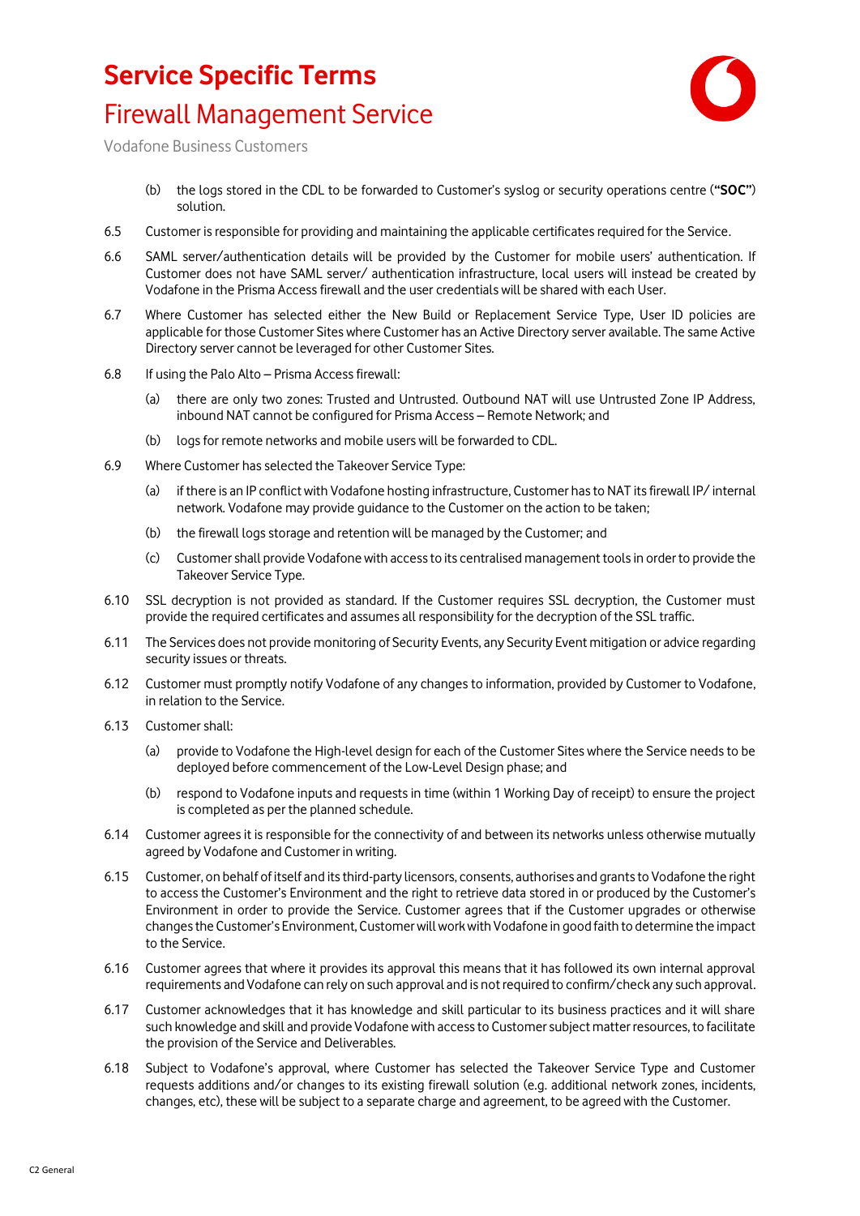(b) the logs stored in the CDL to be forwarded to Customer's syslog or security operations centre (**"SOC"**) solution.

6.5 Customer is responsible for providing and maintaining the applicable certificates required for the Service.

6.6 SAML server/authentication details will be provided by the Customer for mobile users' authentication. If Customer does not have SAML server/ authentication infrastructure, local users will instead be created by Vodafone in the Prisma Access firewall and the user credentials will be shared with each User.

6.7 Where Customer has selected either the New Build or Replacement Service Type, User ID policies are applicable for those Customer Sites where Customer has an Active Directory server available. The same Active Directory server cannot be leveraged for other Customer Sites.

6.8 If using the Palo Alto – Prisma Access firewall:

(a) there are only two zones: Trusted and Untrusted. Outbound NAT will use Untrusted Zone IP Address, inbound NAT cannot be configured for Prisma Access – Remote Network; and

(b) logs for remote networks and mobile users will be forwarded to CDL.

6.9 Where Customer has selected the Takeover Service Type:

(a) if there is an IP conflict with Vodafone hosting infrastructure, Customer has to NAT its firewall IP/ internal network. Vodafone may provide guidance to the Customer on the action to be taken;

(b) the firewall logs storage and retention will be managed by the Customer; and

(c) Customer shall provide Vodafone with access to its centralised management tools in order to provide the Takeover Service Type.

6.10 SSL decryption is not provided as standard. If the Customer requires SSL decryption, the Customer must provide the required certificates and assumes all responsibility for the decryption of the SSL traffic.

6.11 The Services does not provide monitoring of Security Events, any Security Event mitigation or advice regarding security issues or threats.

6.12 Customer must promptly notify Vodafone of any changes to information, provided by Customer to Vodafone, in relation to the Service.

6.13 Customer shall:

(a) provide to Vodafone the High-level design for each of the Customer Sites where the Service needs to be deployed before commencement of the Low-Level Design phase; and

(b) respond to Vodafone inputs and requests in time (within 1 Working Day of receipt) to ensure the project is completed as per the planned schedule.

6.14 Customer agrees it is responsible for the connectivity of and between its networks unless otherwise mutually agreed by Vodafone and Customer in writing.

6.15 Customer, on behalf of itself and its third-party licensors, consents, authorises and grants to Vodafone the right to access the Customer's Environment and the right to retrieve data stored in or produced by the Customer's Environment in order to provide the Service. Customer agrees that if the Customer upgrades or otherwise changes the Customer's Environment, Customer will work with Vodafone in good faith to determine the impact to the Service.

6.16 Customer agrees that where it provides its approval this means that it has followed its own internal approval requirements and Vodafone can rely on such approval and is not required to confirm/check any such approval.

6.17 Customer acknowledges that it has knowledge and skill particular to its business practices and it will share such knowledge and skill and provide Vodafone with access to Customer subject matter resources, to facilitate the provision of the Service and Deliverables.

6.18 Subject to Vodafone's approval, where Customer has selected the Takeover Service Type and Customer requests additions and/or changes to its existing firewall solution (e.g. additional network zones, incidents, changes, etc), these will be subject to a separate charge and agreement, to be agreed with the Customer.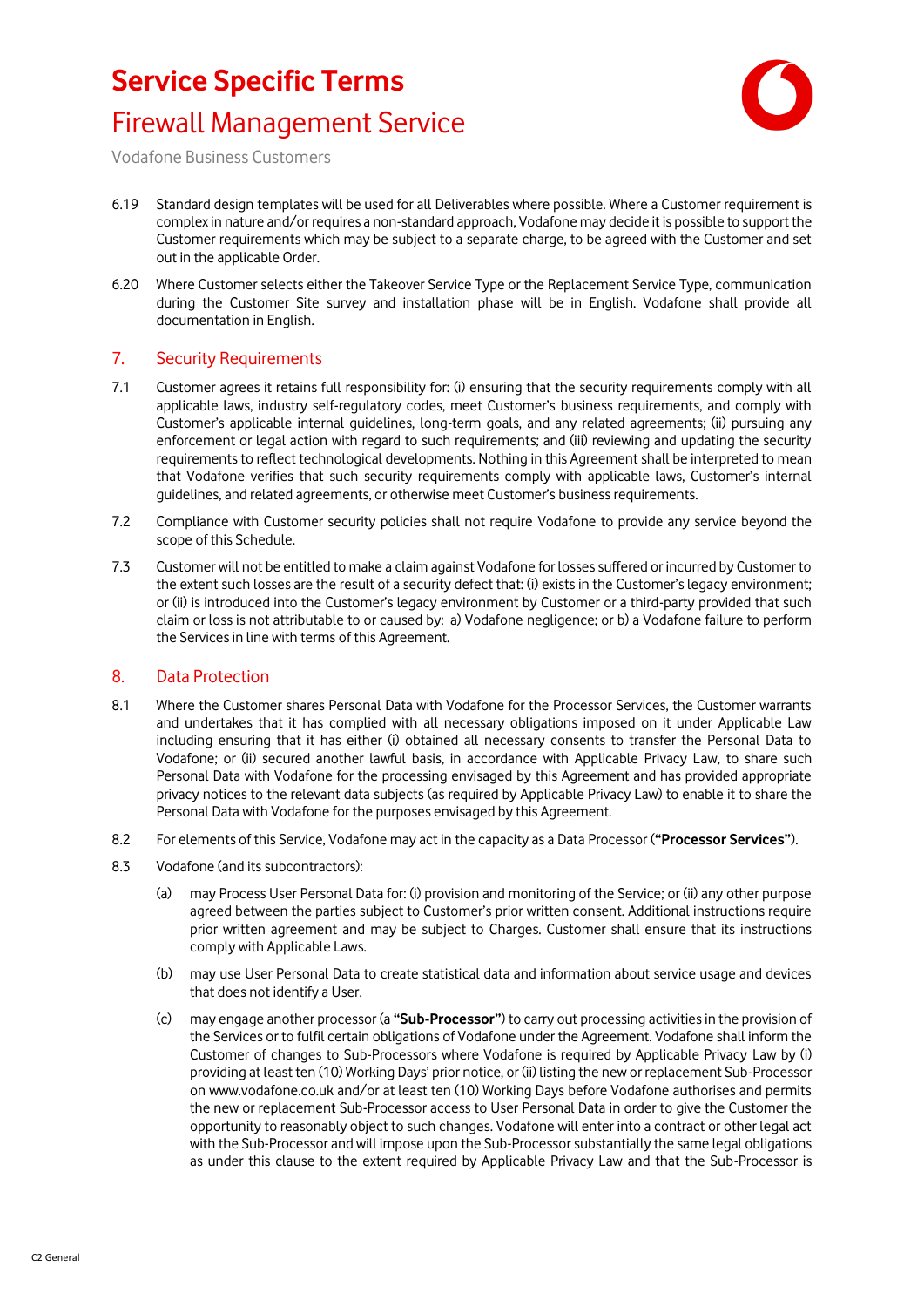6.19 Standard design templates will be used for all Deliverables where possible. Where a Customer requirement is complex in nature and/or requires a non-standard approach, Vodafone may decide it is possible to support the Customer requirements which may be subject to a separate charge, to be agreed with the Customer and set out in the applicable Order.

6.20 Where Customer selects either the Takeover Service Type or the Replacement Service Type, communication during the Customer Site survey and installation phase will be in English. Vodafone shall provide all documentation in English.

## 7. Security Requirements

7.1 Customer agrees it retains full responsibility for: (i) ensuring that the security requirements comply with all applicable laws, industry self-regulatory codes, meet Customer's business requirements, and comply with Customer's applicable internal guidelines, long-term goals, and any related agreements; (ii) pursuing any enforcement or legal action with regard to such requirements; and (iii) reviewing and updating the security requirements to reflect technological developments. Nothing in this Agreement shall be interpreted to mean that Vodafone verifies that such security requirements comply with applicable laws, Customer's internal guidelines, and related agreements, or otherwise meet Customer's business requirements.

7.2 Compliance with Customer security policies shall not require Vodafone to provide any service beyond the scope of this Schedule.

7.3 Customer will not be entitled to make a claim against Vodafone for losses suffered or incurred by Customer to the extent such losses are the result of a security defect that: (i) exists in the Customer's legacy environment; or (ii) is introduced into the Customer's legacy environment by Customer or a third-party provided that such claim or loss is not attributable to or caused by: a) Vodafone negligence; or b) a Vodafone failure to perform the Services in line with terms of this Agreement.

## 8. Data Protection

8.1 Where the Customer shares Personal Data with Vodafone for the Processor Services, the Customer warrants and undertakes that it has complied with all necessary obligations imposed on it under Applicable Law including ensuring that it has either (i) obtained all necessary consents to transfer the Personal Data to Vodafone; or (ii) secured another lawful basis, in accordance with Applicable Privacy Law, to share such Personal Data with Vodafone for the processing envisaged by this Agreement and has provided appropriate privacy notices to the relevant data subjects (as required by Applicable Privacy Law) to enable it to share the Personal Data with Vodafone for the purposes envisaged by this Agreement.

8.2 For elements of this Service, Vodafone may act in the capacity as a Data Processor (**"Processor Services"**).

8.3 Vodafone (and its subcontractors):

(a) may Process User Personal Data for: (i) provision and monitoring of the Service; or (ii) any other purpose agreed between the parties subject to Customer's prior written consent. Additional instructions require prior written agreement and may be subject to Charges. Customer shall ensure that its instructions comply with Applicable Laws.

(b) may use User Personal Data to create statistical data and information about service usage and devices that does not identify a User.

(c) may engage another processor (a **"Sub-Processor"**) to carry out processing activities in the provision of the Services or to fulfil certain obligations of Vodafone under the Agreement. Vodafone shall inform the Customer of changes to Sub-Processors where Vodafone is required by Applicable Privacy Law by (i) providing at least ten (10) Working Days' prior notice, or (ii) listing the new or replacement Sub-Processor on www.vodafone.co.uk and/or at least ten (10) Working Days before Vodafone authorises and permits the new or replacement Sub-Processor access to User Personal Data in order to give the Customer the opportunity to reasonably object to such changes. Vodafone will enter into a contract or other legal act with the Sub-Processor and will impose upon the Sub-Processor substantially the same legal obligations as under this clause to the extent required by Applicable Privacy Law and that the Sub-Processor is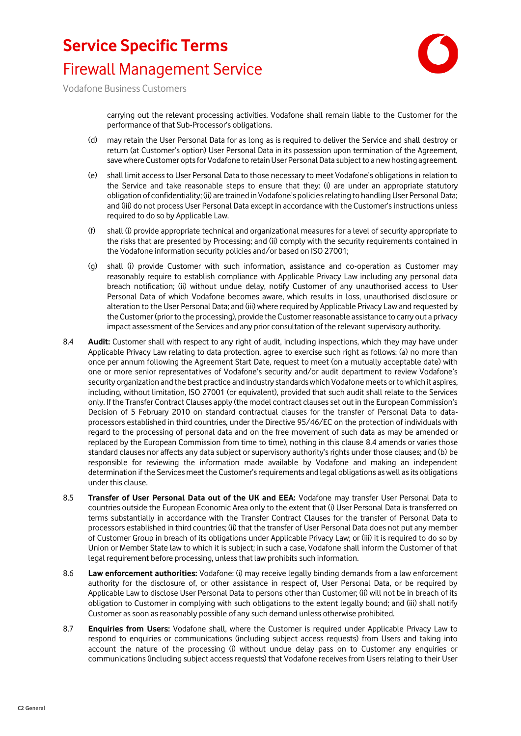carrying out the relevant processing activities. Vodafone shall remain liable to the Customer for the performance of that Sub-Processor's obligations.

(d) may retain the User Personal Data for as long as is required to deliver the Service and shall destroy or return (at Customer's option) User Personal Data in its possession upon termination of the Agreement, save where Customer opts for Vodafone to retain User Personal Data subject to a new hosting agreement.

(e) shall limit access to User Personal Data to those necessary to meet Vodafone's obligations in relation to the Service and take reasonable steps to ensure that they: (i) are under an appropriate statutory obligation of confidentiality; (ii) are trained in Vodafone's policies relating to handling User Personal Data; and (iii) do not process User Personal Data except in accordance with the Customer's instructions unless required to do so by Applicable Law.

(f) shall (i) provide appropriate technical and organizational measures for a level of security appropriate to the risks that are presented by Processing; and (ii) comply with the security requirements contained in the Vodafone information security policies and/or based on ISO 27001;

(g) shall (i) provide Customer with such information, assistance and co-operation as Customer may reasonably require to establish compliance with Applicable Privacy Law including any personal data breach notification; (ii) without undue delay, notify Customer of any unauthorised access to User Personal Data of which Vodafone becomes aware, which results in loss, unauthorised disclosure or alteration to the User Personal Data; and (iii) where required by Applicable Privacy Law and requested by the Customer (prior to the processing), provide the Customer reasonable assistance to carry out a privacy impact assessment of the Services and any prior consultation of the relevant supervisory authority.

8.4 **Audit:** Customer shall with respect to any right of audit, including inspections, which they may have under Applicable Privacy Law relating to data protection, agree to exercise such right as follows: (a) no more than once per annum following the Agreement Start Date, request to meet (on a mutually acceptable date) with one or more senior representatives of Vodafone's security and/or audit department to review Vodafone's security organization and the best practice and industry standards which Vodafone meets or to which it aspires, including, without limitation, ISO 27001 (or equivalent), provided that such audit shall relate to the Services only. If the Transfer Contract Clauses apply (the model contract clauses set out in the European Commission's Decision of 5 February 2010 on standard contractual clauses for the transfer of Personal Data to data-processors established in third countries, under the Directive 95/46/EC on the protection of individuals with regard to the processing of personal data and on the free movement of such data as may be amended or replaced by the European Commission from time to time), nothing in this clause 8.4 amends or varies those standard clauses nor affects any data subject or supervisory authority's rights under those clauses; and (b) be responsible for reviewing the information made available by Vodafone and making an independent determination if the Services meet the Customer's requirements and legal obligations as well as its obligations under this clause.

8.5 **Transfer of User Personal Data out of the UK and EEA:** Vodafone may transfer User Personal Data to countries outside the European Economic Area only to the extent that (i) User Personal Data is transferred on terms substantially in accordance with the Transfer Contract Clauses for the transfer of Personal Data to processors established in third countries; (ii) that the transfer of User Personal Data does not put any member of Customer Group in breach of its obligations under Applicable Privacy Law; or (iii) it is required to do so by Union or Member State law to which it is subject; in such a case, Vodafone shall inform the Customer of that legal requirement before processing, unless that law prohibits such information.

8.6 **Law enforcement authorities:** Vodafone: (i) may receive legally binding demands from a law enforcement authority for the disclosure of, or other assistance in respect of, User Personal Data, or be required by Applicable Law to disclose User Personal Data to persons other than Customer; (ii) will not be in breach of its obligation to Customer in complying with such obligations to the extent legally bound; and (iii) shall notify Customer as soon as reasonably possible of any such demand unless otherwise prohibited.

8.7 **Enquiries from Users:** Vodafone shall, where the Customer is required under Applicable Privacy Law to respond to enquiries or communications (including subject access requests) from Users and taking into account the nature of the processing (i) without undue delay pass on to Customer any enquiries or communications (including subject access requests) that Vodafone receives from Users relating to their User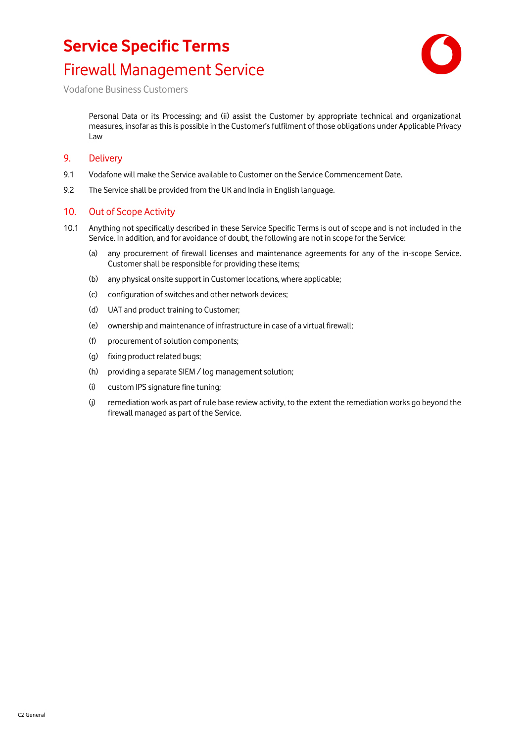Personal Data or its Processing; and (ii) assist the Customer by appropriate technical and organizational measures, insofar as this is possible in the Customer's fulfilment of those obligations under Applicable Privacy Law

## 9. Delivery

9.1 Vodafone will make the Service available to Customer on the Service Commencement Date.

9.2 The Service shall be provided from the UK and India in English language.

## 10. Out of Scope Activity

10.1 Anything not specifically described in these Service Specific Terms is out of scope and is not included in the Service. In addition, and for avoidance of doubt, the following are not in scope for the Service:

(a) any procurement of firewall licenses and maintenance agreements for any of the in-scope Service. Customer shall be responsible for providing these items;

(b) any physical onsite support in Customer locations, where applicable;

(c) configuration of switches and other network devices;

(d) UAT and product training to Customer;

(e) ownership and maintenance of infrastructure in case of a virtual firewall;

(f) procurement of solution components;

(g) fixing product related bugs;

(h) providing a separate SIEM / log management solution;

(i) custom IPS signature fine tuning;

(j) remediation work as part of rule base review activity, to the extent the remediation works go beyond the firewall managed as part of the Service.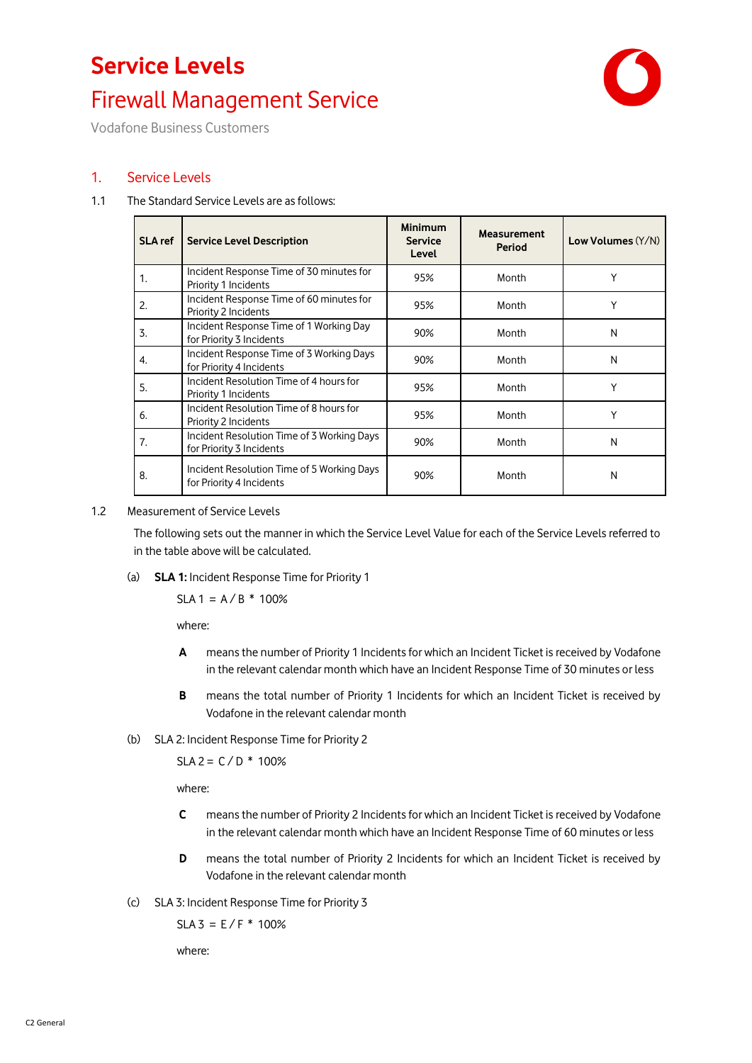# Service Levels

## Firewall Management Service

Vodafone Business Customers

## 1. Service Levels

1.1 The Standard Service Levels are as follows:

| SLA ref | Service Level Description | Minimum Service Level | Measurement Period | Low Volumes (Y/N) |
|---|---|---|---|---|
| 1. | Incident Response Time of 30 minutes for Priority 1 Incidents | 95% | Month | Y |
| 2. | Incident Response Time of 60 minutes for Priority 2 Incidents | 95% | Month | Y |
| 3. | Incident Response Time of 1 Working Day for Priority 3 Incidents | 90% | Month | N |
| 4. | Incident Response Time of 3 Working Days for Priority 4 Incidents | 90% | Month | N |
| 5. | Incident Resolution Time of 4 hours for Priority 1 Incidents | 95% | Month | Y |
| 6. | Incident Resolution Time of 8 hours for Priority 2 Incidents | 95% | Month | Y |
| 7. | Incident Resolution Time of 3 Working Days for Priority 3 Incidents | 90% | Month | N |
| 8. | Incident Resolution Time of 5 Working Days for Priority 4 Incidents | 90% | Month | N |

1.2 Measurement of Service Levels

The following sets out the manner in which the Service Level Value for each of the Service Levels referred to in the table above will be calculated.

(a) **SLA 1:** Incident Response Time for Priority 1

SLA 1 = A / B * 100%

where:

**A** means the number of Priority 1 Incidents for which an Incident Ticket is received by Vodafone in the relevant calendar month which have an Incident Response Time of 30 minutes or less

**B** means the total number of Priority 1 Incidents for which an Incident Ticket is received by Vodafone in the relevant calendar month

(b) SLA 2: Incident Response Time for Priority 2

SLA 2 = C / D * 100%

where:

**C** means the number of Priority 2 Incidents for which an Incident Ticket is received by Vodafone in the relevant calendar month which have an Incident Response Time of 60 minutes or less

**D** means the total number of Priority 2 Incidents for which an Incident Ticket is received by Vodafone in the relevant calendar month

(c) SLA 3: Incident Response Time for Priority 3

SLA 3 = E / F * 100%

where: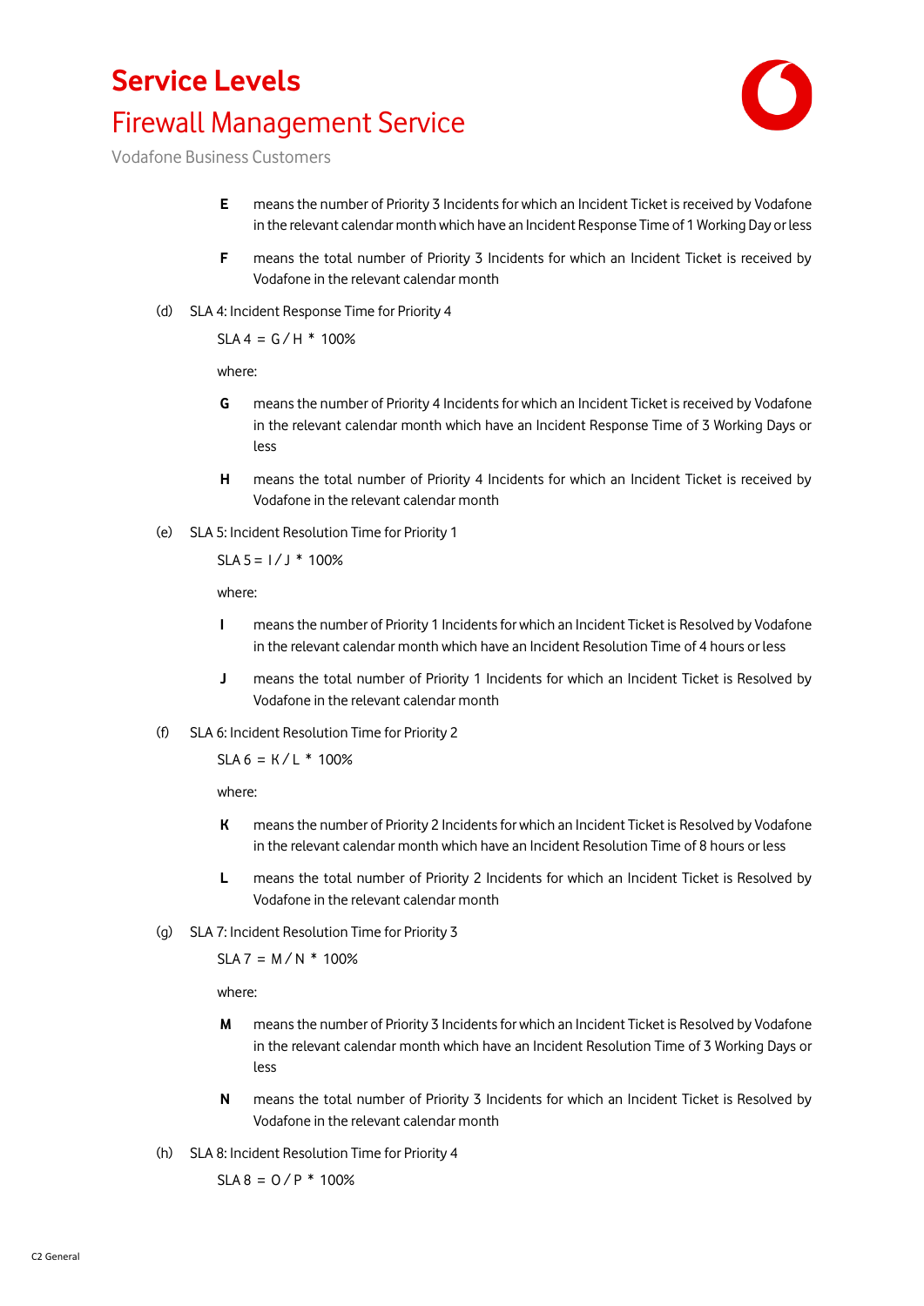**E** means the number of Priority 3 Incidents for which an Incident Ticket is received by Vodafone in the relevant calendar month which have an Incident Response Time of 1 Working Day or less

**F** means the total number of Priority 3 Incidents for which an Incident Ticket is received by Vodafone in the relevant calendar month

(d) SLA 4: Incident Response Time for Priority 4

SLA 4 = G / H * 100%

where:

**G** means the number of Priority 4 Incidents for which an Incident Ticket is received by Vodafone in the relevant calendar month which have an Incident Response Time of 3 Working Days or less

**H** means the total number of Priority 4 Incidents for which an Incident Ticket is received by Vodafone in the relevant calendar month

(e) SLA 5: Incident Resolution Time for Priority 1

SLA 5 = I / J * 100%

where:

**I** means the number of Priority 1 Incidents for which an Incident Ticket is Resolved by Vodafone in the relevant calendar month which have an Incident Resolution Time of 4 hours or less

**J** means the total number of Priority 1 Incidents for which an Incident Ticket is Resolved by Vodafone in the relevant calendar month

(f) SLA 6: Incident Resolution Time for Priority 2

SLA 6 = K / L * 100%

where:

**K** means the number of Priority 2 Incidents for which an Incident Ticket is Resolved by Vodafone in the relevant calendar month which have an Incident Resolution Time of 8 hours or less

**L** means the total number of Priority 2 Incidents for which an Incident Ticket is Resolved by Vodafone in the relevant calendar month

(g) SLA 7: Incident Resolution Time for Priority 3

SLA 7 = M / N * 100%

where:

**M** means the number of Priority 3 Incidents for which an Incident Ticket is Resolved by Vodafone in the relevant calendar month which have an Incident Resolution Time of 3 Working Days or less

**N** means the total number of Priority 3 Incidents for which an Incident Ticket is Resolved by Vodafone in the relevant calendar month

(h) SLA 8: Incident Resolution Time for Priority 4

SLA 8 = O / P * 100%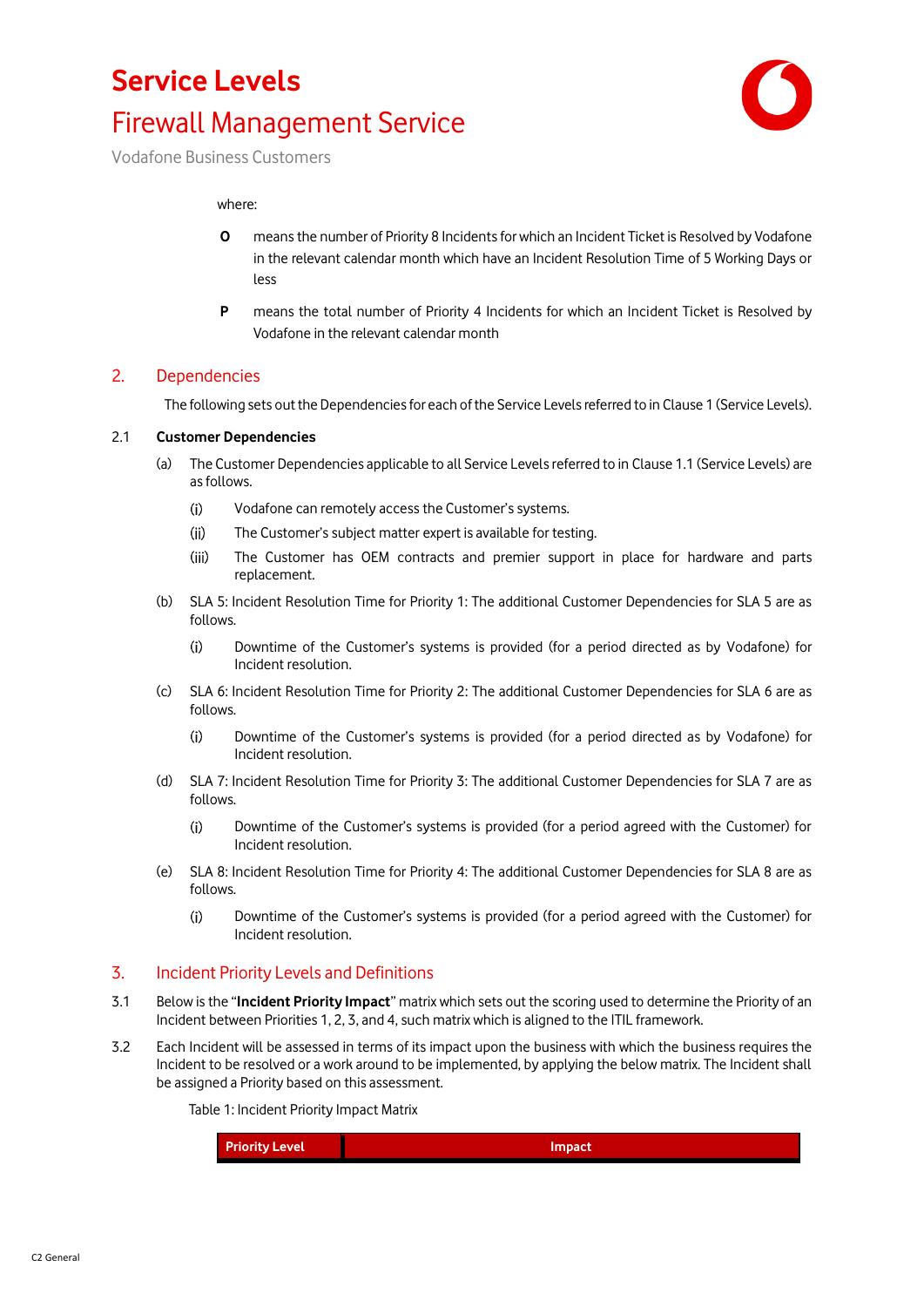where:

**O** means the number of Priority 8 Incidents for which an Incident Ticket is Resolved by Vodafone in the relevant calendar month which have an Incident Resolution Time of 5 Working Days or less

**P** means the total number of Priority 4 Incidents for which an Incident Ticket is Resolved by Vodafone in the relevant calendar month

## 2. Dependencies

The following sets out the Dependencies for each of the Service Levels referred to in Clause 1 (Service Levels).

### 2.1 Customer Dependencies

(a) The Customer Dependencies applicable to all Service Levels referred to in Clause 1.1 (Service Levels) are as follows.

(i) Vodafone can remotely access the Customer's systems.

(ii) The Customer's subject matter expert is available for testing.

(iii) The Customer has OEM contracts and premier support in place for hardware and parts replacement.

(b) SLA 5: Incident Resolution Time for Priority 1: The additional Customer Dependencies for SLA 5 are as follows.

(i) Downtime of the Customer's systems is provided (for a period directed as by Vodafone) for Incident resolution.

(c) SLA 6: Incident Resolution Time for Priority 2: The additional Customer Dependencies for SLA 6 are as follows.

(i) Downtime of the Customer's systems is provided (for a period directed as by Vodafone) for Incident resolution.

(d) SLA 7: Incident Resolution Time for Priority 3: The additional Customer Dependencies for SLA 7 are as follows.

(i) Downtime of the Customer's systems is provided (for a period agreed with the Customer) for Incident resolution.

(e) SLA 8: Incident Resolution Time for Priority 4: The additional Customer Dependencies for SLA 8 are as follows.

(i) Downtime of the Customer's systems is provided (for a period agreed with the Customer) for Incident resolution.

## 3. Incident Priority Levels and Definitions

3.1 Below is the "**Incident Priority Impact**" matrix which sets out the scoring used to determine the Priority of an Incident between Priorities 1, 2, 3, and 4, such matrix which is aligned to the ITIL framework.

3.2 Each Incident will be assessed in terms of its impact upon the business with which the business requires the Incident to be resolved or a work around to be implemented, by applying the below matrix. The Incident shall be assigned a Priority based on this assessment.

Table 1: Incident Priority Impact Matrix

| Priority Level | Impact |
|---|---|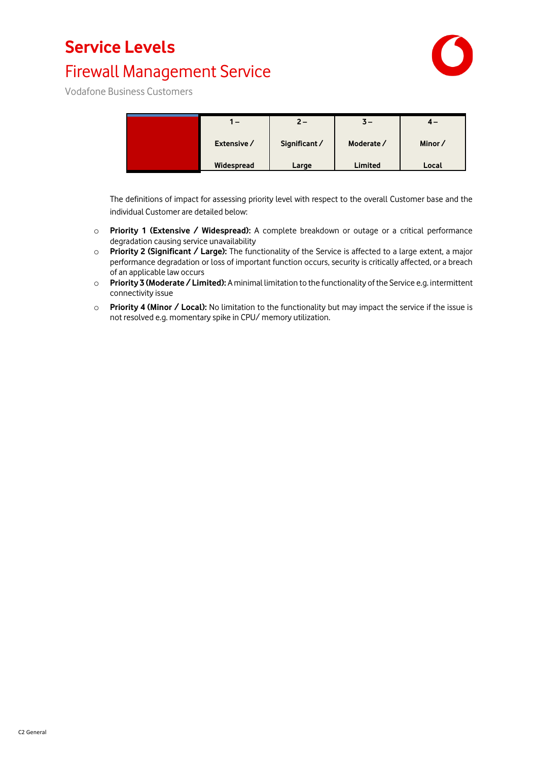# Service Levels

## Firewall Management Service

Vodafone Business Customers

| | 1 – Extensive / Widespread | 2 – Significant / Large | 3 – Moderate / Limited | 4 – Minor / Local |
|---|---|---|---|---|

The definitions of impact for assessing priority level with respect to the overall Customer base and the individual Customer are detailed below:

- **Priority 1 (Extensive / Widespread):** A complete breakdown or outage or a critical performance degradation causing service unavailability
- **Priority 2 (Significant / Large):** The functionality of the Service is affected to a large extent, a major performance degradation or loss of important function occurs, security is critically affected, or a breach of an applicable law occurs
- **Priority 3 (Moderate / Limited):** A minimal limitation to the functionality of the Service e.g. intermittent connectivity issue
- **Priority 4 (Minor / Local):** No limitation to the functionality but may impact the service if the issue is not resolved e.g. momentary spike in CPU/ memory utilization.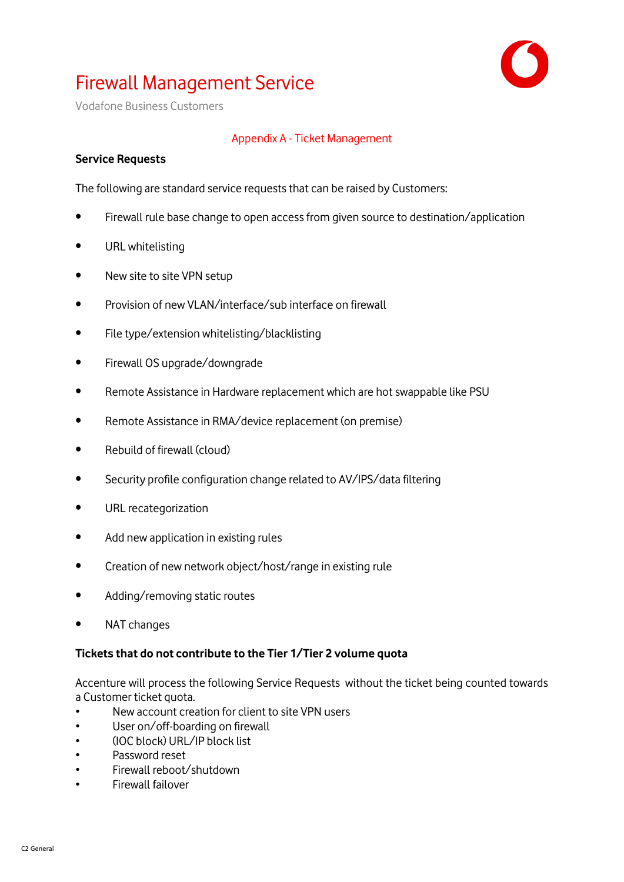# Firewall Management Service

Vodafone Business Customers

## Appendix A - Ticket Management

**Service Requests**

The following are standard service requests that can be raised by Customers:

- Firewall rule base change to open access from given source to destination/application
- URL whitelisting
- New site to site VPN setup
- Provision of new VLAN/interface/sub interface on firewall
- File type/extension whitelisting/blacklisting
- Firewall OS upgrade/downgrade
- Remote Assistance in Hardware replacement which are hot swappable like PSU
- Remote Assistance in RMA/device replacement (on premise)
- Rebuild of firewall (cloud)
- Security profile configuration change related to AV/IPS/data filtering
- URL recategorization
- Add new application in existing rules
- Creation of new network object/host/range in existing rule
- Adding/removing static routes
- NAT changes

**Tickets that do not contribute to the Tier 1/Tier 2 volume quota**

Accenture will process the following Service Requests without the ticket being counted towards a Customer ticket quota.

- New account creation for client to site VPN users
- User on/off-boarding on firewall
- (IOC block) URL/IP block list
- Password reset
- Firewall reboot/shutdown
- Firewall failover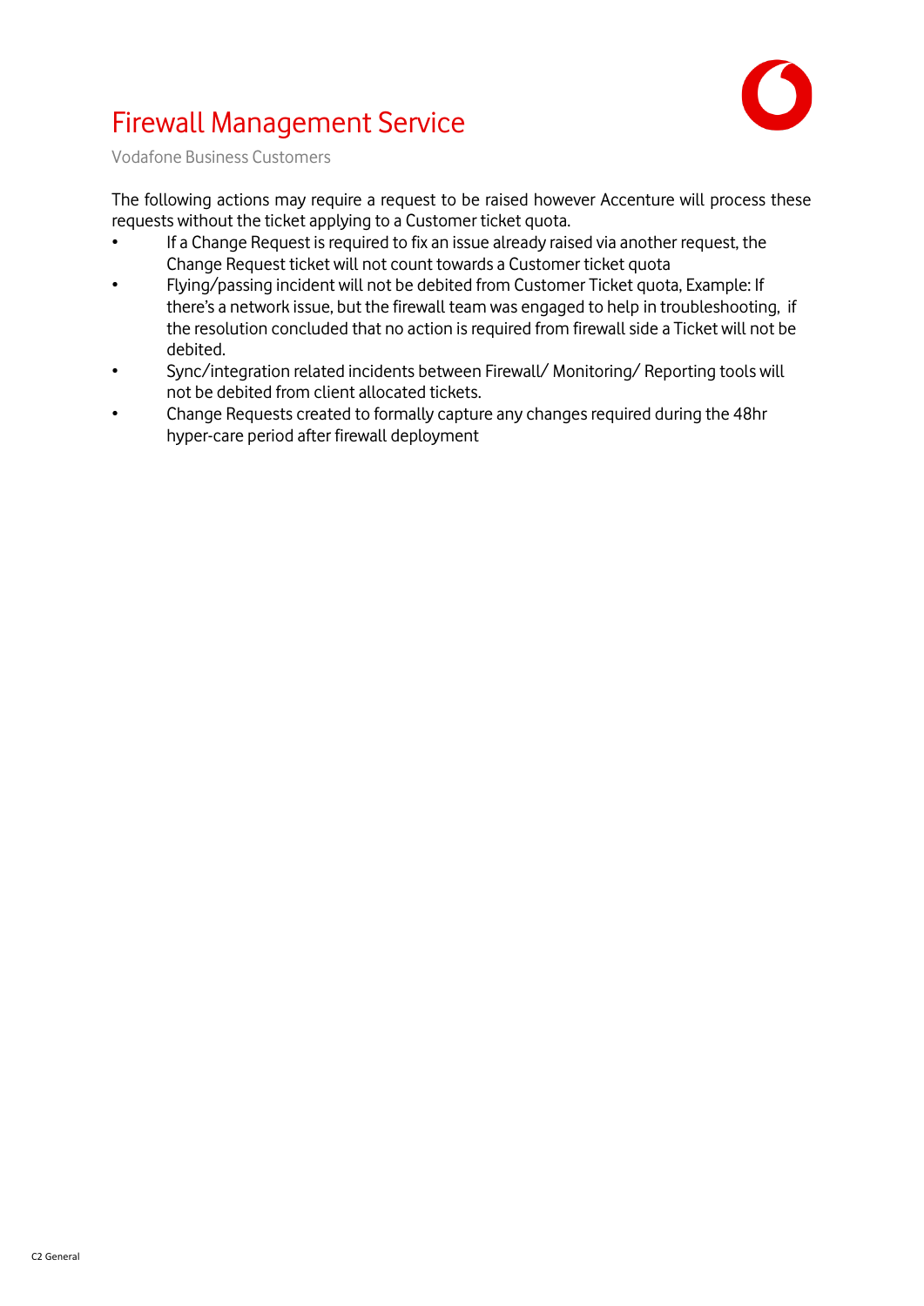The following actions may require a request to be raised however Accenture will process these requests without the ticket applying to a Customer ticket quota.

- If a Change Request is required to fix an issue already raised via another request, the Change Request ticket will not count towards a Customer ticket quota
- Flying/passing incident will not be debited from Customer Ticket quota, Example: If there's a network issue, but the firewall team was engaged to help in troubleshooting, if the resolution concluded that no action is required from firewall side a Ticket will not be debited.
- Sync/integration related incidents between Firewall/ Monitoring/ Reporting tools will not be debited from client allocated tickets.
- Change Requests created to formally capture any changes required during the 48hr hyper-care period after firewall deployment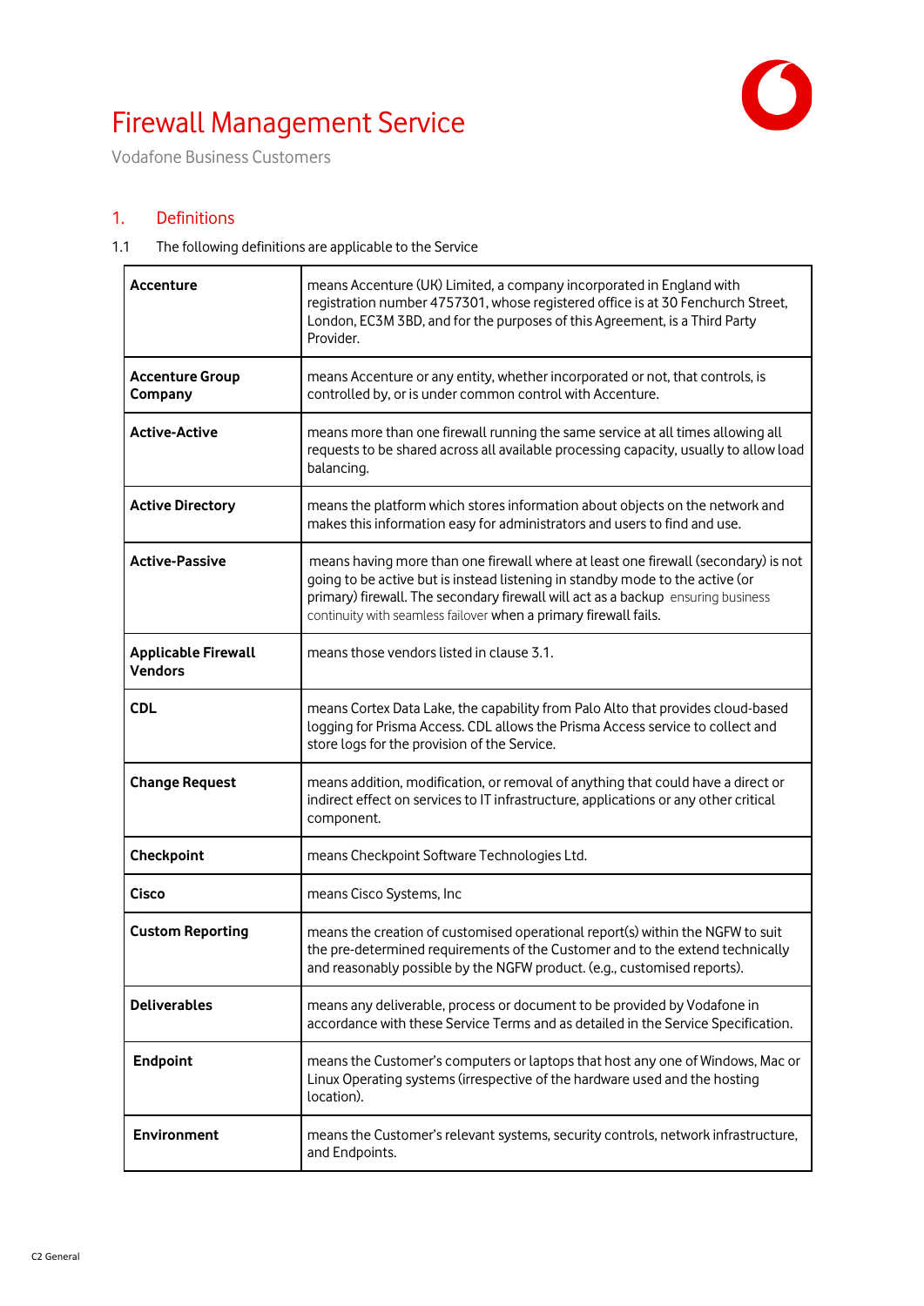# Firewall Management Service

Vodafone Business Customers

## 1. Definitions

1.1 The following definitions are applicable to the Service

| | |
|---|---|
| **Accenture** | means Accenture (UK) Limited, a company incorporated in England with registration number 4757301, whose registered office is at 30 Fenchurch Street, London, EC3M 3BD, and for the purposes of this Agreement, is a Third Party Provider. |
| **Accenture Group Company** | means Accenture or any entity, whether incorporated or not, that controls, is controlled by, or is under common control with Accenture. |
| **Active-Active** | means more than one firewall running the same service at all times allowing all requests to be shared across all available processing capacity, usually to allow load balancing. |
| **Active Directory** | means the platform which stores information about objects on the network and makes this information easy for administrators and users to find and use. |
| **Active-Passive** | means having more than one firewall where at least one firewall (secondary) is not going to be active but is instead listening in standby mode to the active (or primary) firewall. The secondary firewall will act as a backup ensuring business continuity with seamless failover when a primary firewall fails. |
| **Applicable Firewall Vendors** | means those vendors listed in clause 3.1. |
| **CDL** | means Cortex Data Lake, the capability from Palo Alto that provides cloud-based logging for Prisma Access. CDL allows the Prisma Access service to collect and store logs for the provision of the Service. |
| **Change Request** | means addition, modification, or removal of anything that could have a direct or indirect effect on services to IT infrastructure, applications or any other critical component. |
| **Checkpoint** | means Checkpoint Software Technologies Ltd. |
| **Cisco** | means Cisco Systems, Inc |
| **Custom Reporting** | means the creation of customised operational report(s) within the NGFW to suit the pre-determined requirements of the Customer and to the extend technically and reasonably possible by the NGFW product. (e.g., customised reports). |
| **Deliverables** | means any deliverable, process or document to be provided by Vodafone in accordance with these Service Terms and as detailed in the Service Specification. |
| **Endpoint** | means the Customer's computers or laptops that host any one of Windows, Mac or Linux Operating systems (irrespective of the hardware used and the hosting location). |
| **Environment** | means the Customer's relevant systems, security controls, network infrastructure, and Endpoints. |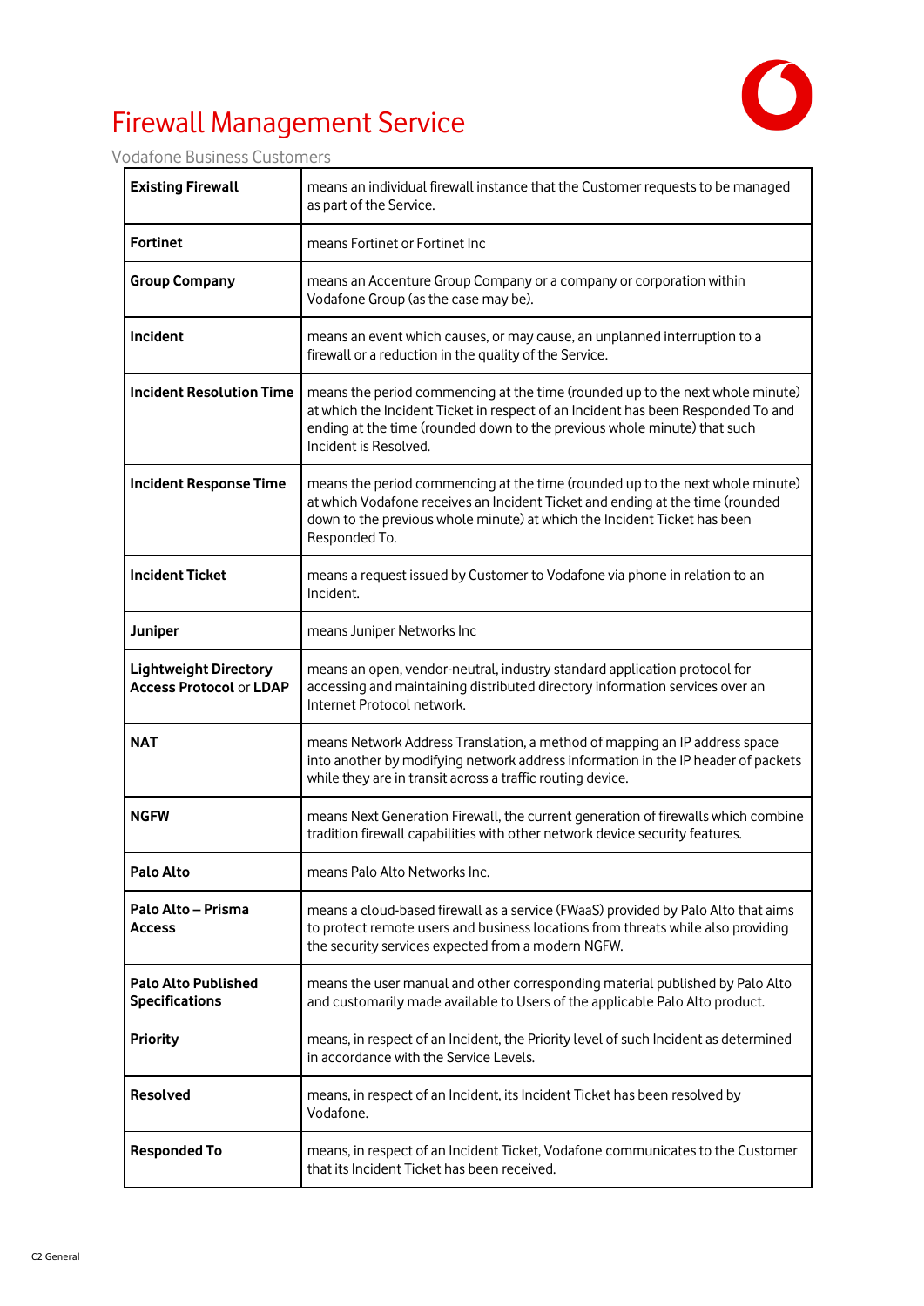# Firewall Management Service

Vodafone Business Customers

| | |
|---|---|
| **Existing Firewall** | means an individual firewall instance that the Customer requests to be managed as part of the Service. |
| **Fortinet** | means Fortinet or Fortinet Inc |
| **Group Company** | means an Accenture Group Company or a company or corporation within Vodafone Group (as the case may be). |
| **Incident** | means an event which causes, or may cause, an unplanned interruption to a firewall or a reduction in the quality of the Service. |
| **Incident Resolution Time** | means the period commencing at the time (rounded up to the next whole minute) at which the Incident Ticket in respect of an Incident has been Responded To and ending at the time (rounded down to the previous whole minute) that such Incident is Resolved. |
| **Incident Response Time** | means the period commencing at the time (rounded up to the next whole minute) at which Vodafone receives an Incident Ticket and ending at the time (rounded down to the previous whole minute) at which the Incident Ticket has been Responded To. |
| **Incident Ticket** | means a request issued by Customer to Vodafone via phone in relation to an Incident. |
| **Juniper** | means Juniper Networks Inc |
| **Lightweight Directory Access Protocol** or **LDAP** | means an open, vendor-neutral, industry standard application protocol for accessing and maintaining distributed directory information services over an Internet Protocol network. |
| **NAT** | means Network Address Translation, a method of mapping an IP address space into another by modifying network address information in the IP header of packets while they are in transit across a traffic routing device. |
| **NGFW** | means Next Generation Firewall, the current generation of firewalls which combine tradition firewall capabilities with other network device security features. |
| **Palo Alto** | means Palo Alto Networks Inc. |
| **Palo Alto – Prisma Access** | means a cloud-based firewall as a service (FWaaS) provided by Palo Alto that aims to protect remote users and business locations from threats while also providing the security services expected from a modern NGFW. |
| **Palo Alto Published Specifications** | means the user manual and other corresponding material published by Palo Alto and customarily made available to Users of the applicable Palo Alto product. |
| **Priority** | means, in respect of an Incident, the Priority level of such Incident as determined in accordance with the Service Levels. |
| **Resolved** | means, in respect of an Incident, its Incident Ticket has been resolved by Vodafone. |
| **Responded To** | means, in respect of an Incident Ticket, Vodafone communicates to the Customer that its Incident Ticket has been received. |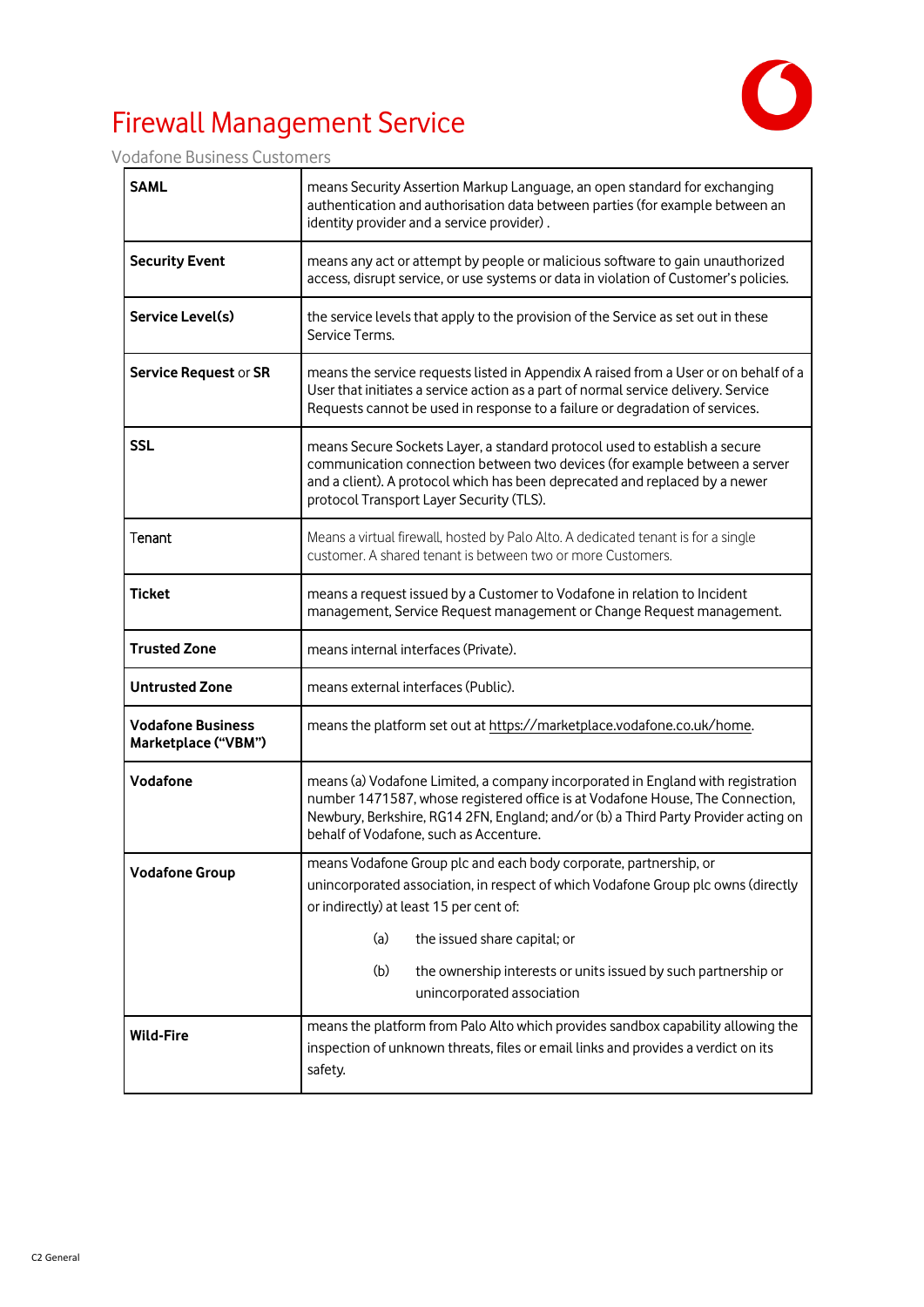| | |
|---|---|
| **SAML** | means Security Assertion Markup Language, an open standard for exchanging authentication and authorisation data between parties (for example between an identity provider and a service provider) . |
| **Security Event** | means any act or attempt by people or malicious software to gain unauthorized access, disrupt service, or use systems or data in violation of Customer's policies. |
| **Service Level(s)** | the service levels that apply to the provision of the Service as set out in these Service Terms. |
| **Service Request** or **SR** | means the service requests listed in Appendix A raised from a User or on behalf of a User that initiates a service action as a part of normal service delivery. Service Requests cannot be used in response to a failure or degradation of services. |
| **SSL** | means Secure Sockets Layer, a standard protocol used to establish a secure communication connection between two devices (for example between a server and a client). A protocol which has been deprecated and replaced by a newer protocol Transport Layer Security (TLS). |
| Tenant | Means a virtual firewall, hosted by Palo Alto. A dedicated tenant is for a single customer. A shared tenant is between two or more Customers. |
| **Ticket** | means a request issued by a Customer to Vodafone in relation to Incident management, Service Request management or Change Request management. |
| **Trusted Zone** | means internal interfaces (Private). |
| **Untrusted Zone** | means external interfaces (Public). |
| **Vodafone Business Marketplace ("VBM")** | means the platform set out at https://marketplace.vodafone.co.uk/home. |
| **Vodafone** | means (a) Vodafone Limited, a company incorporated in England with registration number 1471587, whose registered office is at Vodafone House, The Connection, Newbury, Berkshire, RG14 2FN, England; and/or (b) a Third Party Provider acting on behalf of Vodafone, such as Accenture. |
| **Vodafone Group** | means Vodafone Group plc and each body corporate, partnership, or unincorporated association, in respect of which Vodafone Group plc owns (directly or indirectly) at least 15 per cent of: (a) the issued share capital; or (b) the ownership interests or units issued by such partnership or unincorporated association |
| **Wild-Fire** | means the platform from Palo Alto which provides sandbox capability allowing the inspection of unknown threats, files or email links and provides a verdict on its safety. |